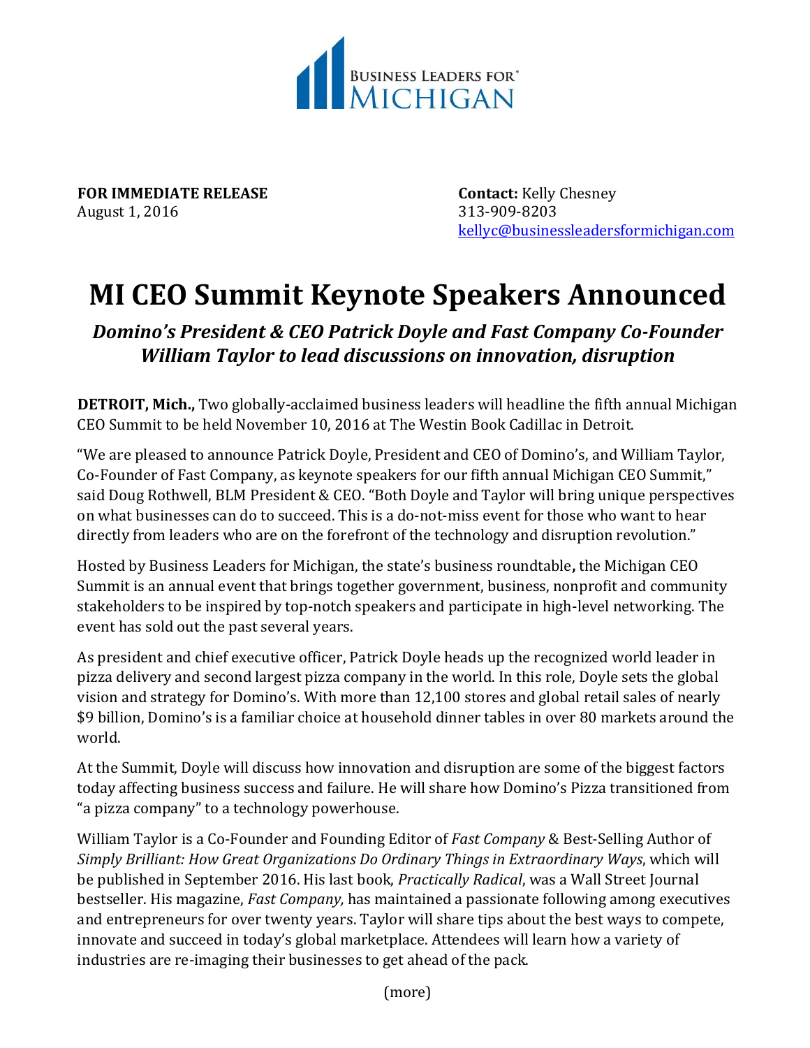BUSINESS LEADERS FOR® MICHIGAN

**FOR IMMEDIATE RELEASE**
August 1, 2016

**Contact:** Kelly Chesney
313-909-8203
kellyc@businessleadersformichigan.com

# MI CEO Summit Keynote Speakers Announced

## *Domino's President & CEO Patrick Doyle and Fast Company Co-Founder William Taylor to lead discussions on innovation, disruption*

**DETROIT, Mich.,** Two globally-acclaimed business leaders will headline the fifth annual Michigan CEO Summit to be held November 10, 2016 at The Westin Book Cadillac in Detroit.

"We are pleased to announce Patrick Doyle, President and CEO of Domino's, and William Taylor, Co-Founder of Fast Company, as keynote speakers for our fifth annual Michigan CEO Summit," said Doug Rothwell, BLM President & CEO. "Both Doyle and Taylor will bring unique perspectives on what businesses can do to succeed. This is a do-not-miss event for those who want to hear directly from leaders who are on the forefront of the technology and disruption revolution."

Hosted by Business Leaders for Michigan, the state's business roundtable**,** the Michigan CEO Summit is an annual event that brings together government, business, nonprofit and community stakeholders to be inspired by top-notch speakers and participate in high-level networking. The event has sold out the past several years.

As president and chief executive officer, Patrick Doyle heads up the recognized world leader in pizza delivery and second largest pizza company in the world. In this role, Doyle sets the global vision and strategy for Domino's. With more than 12,100 stores and global retail sales of nearly $9 billion, Domino's is a familiar choice at household dinner tables in over 80 markets around the world.

At the Summit, Doyle will discuss how innovation and disruption are some of the biggest factors today affecting business success and failure. He will share how Domino's Pizza transitioned from "a pizza company" to a technology powerhouse.

William Taylor is a Co-Founder and Founding Editor of *Fast Company* & Best-Selling Author of *Simply Brilliant: How Great Organizations Do Ordinary Things in Extraordinary Ways*, which will be published in September 2016. His last book, *Practically Radical*, was a Wall Street Journal bestseller. His magazine, *Fast Company,* has maintained a passionate following among executives and entrepreneurs for over twenty years. Taylor will share tips about the best ways to compete, innovate and succeed in today's global marketplace. Attendees will learn how a variety of industries are re-imaging their businesses to get ahead of the pack.

(more)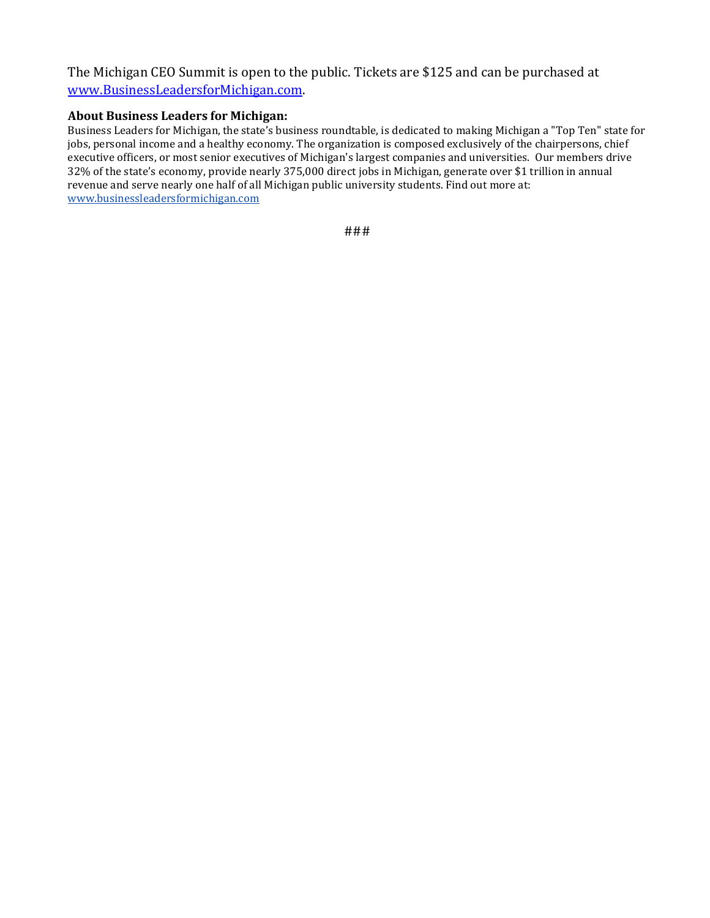The Michigan CEO Summit is open to the public. Tickets are $125 and can be purchased at www.BusinessLeadersforMichigan.com.

**About Business Leaders for Michigan:**

Business Leaders for Michigan, the state's business roundtable, is dedicated to making Michigan a "Top Ten" state for jobs, personal income and a healthy economy. The organization is composed exclusively of the chairpersons, chief executive officers, or most senior executives of Michigan's largest companies and universities. Our members drive 32% of the state's economy, provide nearly 375,000 direct jobs in Michigan, generate over $1 trillion in annual revenue and serve nearly one half of all Michigan public university students. Find out more at: www.businessleadersformichigan.com

###